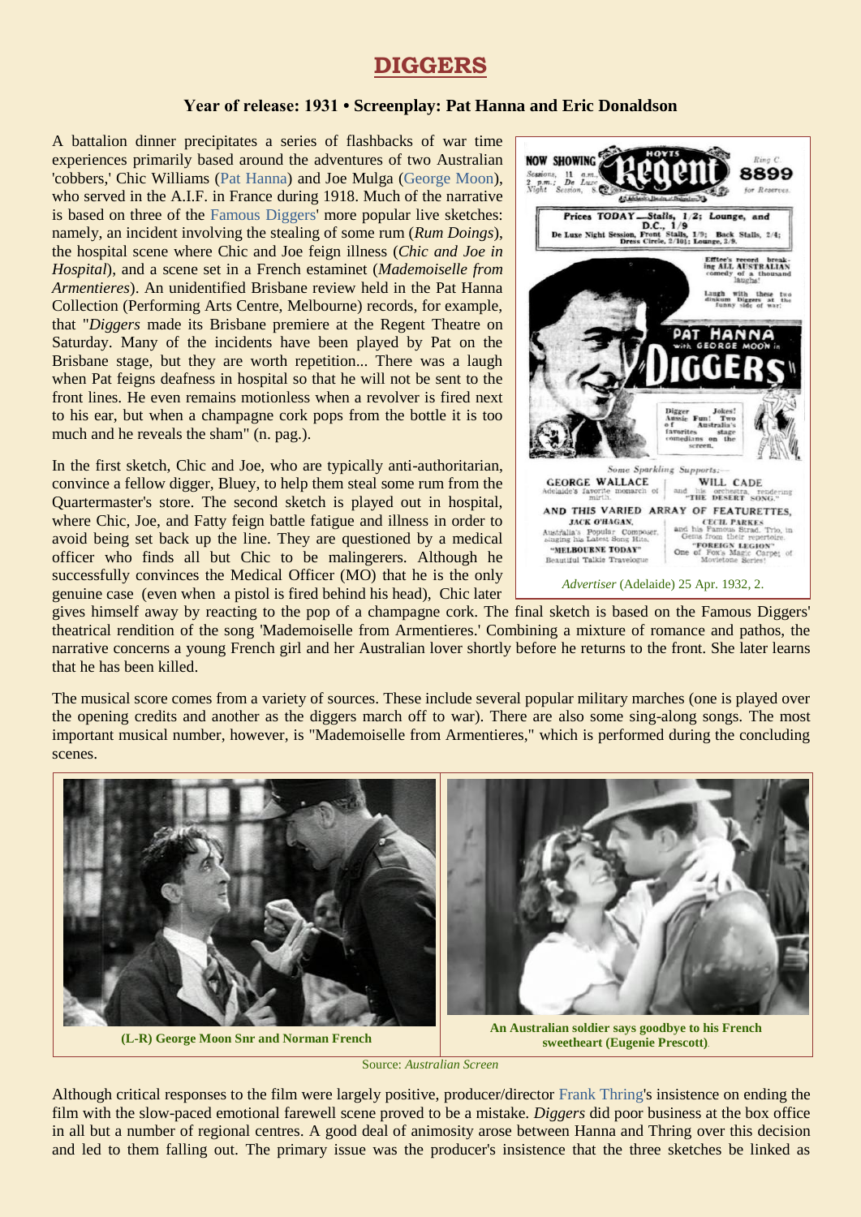# DIGGERS

**Year of release: 1931 • Screenplay: Pat Hanna and Eric Donaldson**

A battalion dinner precipitates a series of flashbacks of war time experiences primarily based around the adventures of two Australian 'cobbers,' Chic Williams (Pat Hanna) and Joe Mulga (George Moon), who served in the A.I.F. in France during 1918. Much of the narrative is based on three of the Famous Diggers' more popular live sketches: namely, an incident involving the stealing of some rum (*Rum Doings*), the hospital scene where Chic and Joe feign illness (*Chic and Joe in Hospital*), and a scene set in a French estaminet (*Mademoiselle from Armentieres*). An unidentified Brisbane review held in the Pat Hanna Collection (Performing Arts Centre, Melbourne) records, for example, that "*Diggers* made its Brisbane premiere at the Regent Theatre on Saturday. Many of the incidents have been played by Pat on the Brisbane stage, but they are worth repetition... There was a laugh when Pat feigns deafness in hospital so that he will not be sent to the front lines. He even remains motionless when a revolver is fired next to his ear, but when a champagne cork pops from the bottle it is too much and he reveals the sham" (n. pag.).

*Advertiser* (Adelaide) 25 Apr. 1932, 2.

In the first sketch, Chic and Joe, who are typically anti-authoritarian, convince a fellow digger, Bluey, to help them steal some rum from the Quartermaster's store. The second sketch is played out in hospital, where Chic, Joe, and Fatty feign battle fatigue and illness in order to avoid being set back up the line. They are questioned by a medical officer who finds all but Chic to be malingerers. Although he successfully convinces the Medical Officer (MO) that he is the only genuine case (even when a pistol is fired behind his head), Chic later gives himself away by reacting to the pop of a champagne cork. The final sketch is based on the Famous Diggers' theatrical rendition of the song 'Mademoiselle from Armentieres.' Combining a mixture of romance and pathos, the narrative concerns a young French girl and her Australian lover shortly before he returns to the front. She later learns that he has been killed.

The musical score comes from a variety of sources. These include several popular military marches (one is played over the opening credits and another as the diggers march off to war). There are also some sing-along songs. The most important musical number, however, is "Mademoiselle from Armentieres," which is performed during the concluding scenes.

**(L-R) George Moon Snr and Norman French**

**An Australian soldier says goodbye to his French sweetheart (Eugenie Prescott)**.

Source: *Australian Screen*

Although critical responses to the film were largely positive, producer/director Frank Thring's insistence on ending the film with the slow-paced emotional farewell scene proved to be a mistake. *Diggers* did poor business at the box office in all but a number of regional centres. A good deal of animosity arose between Hanna and Thring over this decision and led to them falling out. The primary issue was the producer's insistence that the three sketches be linked as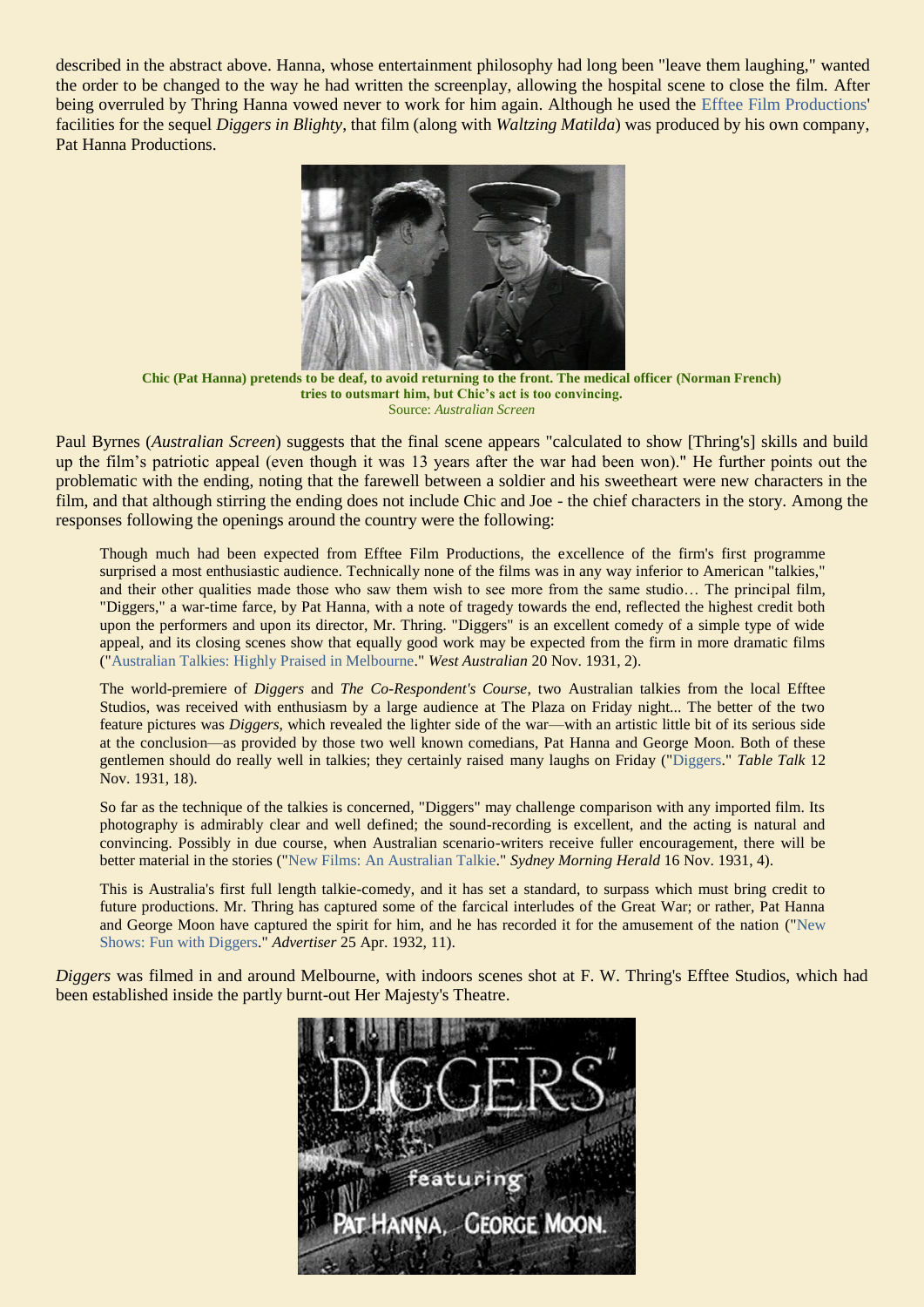described in the abstract above. Hanna, whose entertainment philosophy had long been "leave them laughing," wanted the order to be changed to the way he had written the screenplay, allowing the hospital scene to close the film. After being overruled by Thring Hanna vowed never to work for him again. Although he used the Efftee Film Productions' facilities for the sequel *Diggers in Blighty*, that film (along with *Waltzing Matilda*) was produced by his own company, Pat Hanna Productions.

**Chic (Pat Hanna) pretends to be deaf, to avoid returning to the front. The medical officer (Norman French) tries to outsmart him, but Chic's act is too convincing.**
Source: *Australian Screen*

Paul Byrnes (*Australian Screen*) suggests that the final scene appears "calculated to show [Thring's] skills and build up the film's patriotic appeal (even though it was 13 years after the war had been won)." He further points out the problematic with the ending, noting that the farewell between a soldier and his sweetheart were new characters in the film, and that although stirring the ending does not include Chic and Joe - the chief characters in the story. Among the responses following the openings around the country were the following:

> Though much had been expected from Efftee Film Productions, the excellence of the firm's first programme surprised a most enthusiastic audience. Technically none of the films was in any way inferior to American "talkies," and their other qualities made those who saw them wish to see more from the same studio… The principal film, "Diggers," a war-time farce, by Pat Hanna, with a note of tragedy towards the end, reflected the highest credit both upon the performers and upon its director, Mr. Thring. "Diggers" is an excellent comedy of a simple type of wide appeal, and its closing scenes show that equally good work may be expected from the firm in more dramatic films ("Australian Talkies: Highly Praised in Melbourne." *West Australian* 20 Nov. 1931, 2).

> The world-premiere of *Diggers* and *The Co-Respondent's Course*, two Australian talkies from the local Efftee Studios, was received with enthusiasm by a large audience at The Plaza on Friday night... The better of the two feature pictures was *Diggers*, which revealed the lighter side of the war—with an artistic little bit of its serious side at the conclusion—as provided by those two well known comedians, Pat Hanna and George Moon. Both of these gentlemen should do really well in talkies; they certainly raised many laughs on Friday ("Diggers." *Table Talk* 12 Nov. 1931, 18).

> So far as the technique of the talkies is concerned, "Diggers" may challenge comparison with any imported film. Its photography is admirably clear and well defined; the sound-recording is excellent, and the acting is natural and convincing. Possibly in due course, when Australian scenario-writers receive fuller encouragement, there will be better material in the stories ("New Films: An Australian Talkie." *Sydney Morning Herald* 16 Nov. 1931, 4).

> This is Australia's first full length talkie-comedy, and it has set a standard, to surpass which must bring credit to future productions. Mr. Thring has captured some of the farcical interludes of the Great War; or rather, Pat Hanna and George Moon have captured the spirit for him, and he has recorded it for the amusement of the nation ("New Shows: Fun with Diggers." *Advertiser* 25 Apr. 1932, 11).

*Diggers* was filmed in and around Melbourne, with indoors scenes shot at F. W. Thring's Efftee Studios, which had been established inside the partly burnt-out Her Majesty's Theatre.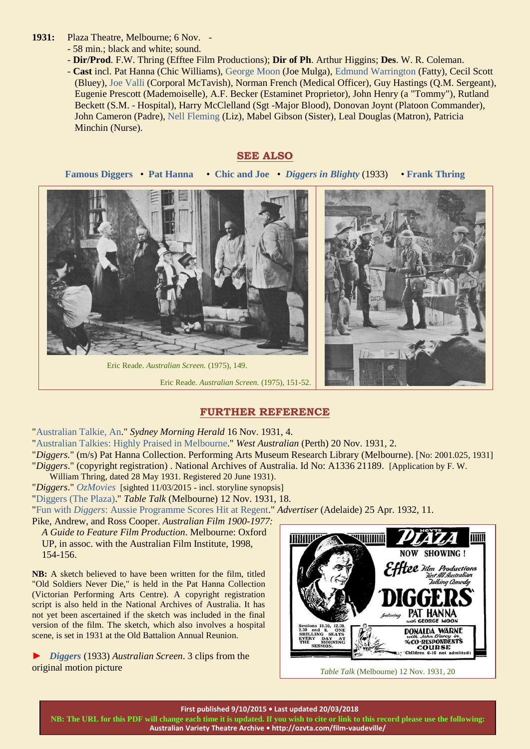**1931:** Plaza Theatre, Melbourne; 6 Nov. -

- 58 min.; black and white; sound.
- **Dir/Prod**. F.W. Thring (Efftee Film Productions); **Dir of Ph**. Arthur Higgins; **Des**. W. R. Coleman.
- **Cast** incl. Pat Hanna (Chic Williams), George Moon (Joe Mulga), Edmund Warrington (Fatty), Cecil Scott (Bluey), Joe Valli (Corporal McTavish), Norman French (Medical Officer), Guy Hastings (Q.M. Sergeant), Eugenie Prescott (Mademoiselle), A.F. Becker (Estaminet Proprietor), John Henry (a "Tommy"), Rutland Beckett (S.M. - Hospital), Harry McClelland (Sgt -Major Blood), Donovan Joynt (Platoon Commander), John Cameron (Padre), Nell Fleming (Liz), Mabel Gibson (Sister), Leal Douglas (Matron), Patricia Minchin (Nurse).

## SEE ALSO

**Famous Diggers** • **Pat Hanna** • **Chic and Joe** • ***Diggers in Blighty*** (1933) • **Frank Thring**

Eric Reade. *Australian Screen.* (1975), 149.

Eric Reade. *Australian Screen.* (1975), 151-52.

## FURTHER REFERENCE

"Australian Talkie, An." *Sydney Morning Herald* 16 Nov. 1931, 4.

"Australian Talkies: Highly Praised in Melbourne." *West Australian* (Perth) 20 Nov. 1931, 2.

"*Diggers*." (m/s) Pat Hanna Collection. Performing Arts Museum Research Library (Melbourne). [No: 2001.025, 1931]

"*Diggers*." (copyright registration) . National Archives of Australia. Id No: A1336 21189. [Application by F. W. William Thring, dated 28 May 1931. Registered 20 June 1931).

"*Diggers*." *OzMovies* [sighted 11/03/2015 - incl. storyline synopsis]

"Diggers (The Plaza)." *Table Talk* (Melbourne) 12 Nov. 1931, 18.

"Fun with *Diggers*: Aussie Programme Scores Hit at Regent." *Advertiser* (Adelaide) 25 Apr. 1932, 11.

Pike, Andrew, and Ross Cooper. *Australian Film 1900-1977: A Guide to Feature Film Production*. Melbourne: Oxford UP, in assoc. with the Australian Film Institute, 1998, 154-156.

**NB:** A sketch believed to have been written for the film, titled "Old Soldiers Never Die," is held in the Pat Hanna Collection (Victorian Performing Arts Centre). A copyright registration script is also held in the National Archives of Australia. It has not yet been ascertained if the sketch was included in the final version of the film. The sketch, which also involves a hospital scene, is set in 1931 at the Old Battalion Annual Reunion.

► ***Diggers*** (1933) *Australian Screen*. 3 clips from the original motion picture

*Table Talk* (Melbourne) 12 Nov. 1931, 20

**First published 9/10/2015 • Last updated 20/03/2018**
**NB: The URL for this PDF will change each time it is updated. If you wish to cite or link to this record please use the following: Australian Variety Theatre Archive • http://ozvta.com/film-vaudeville/**